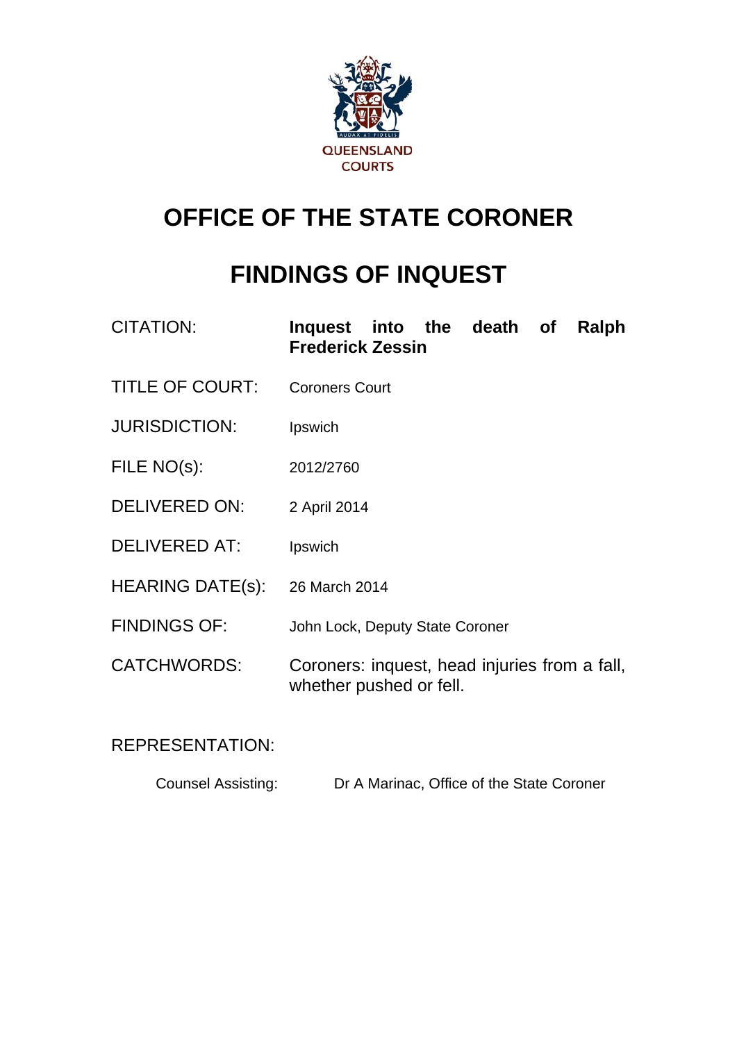QUEENSLAND COURTS

# OFFICE OF THE STATE CORONER

# FINDINGS OF INQUEST

| | |
|---|---|
| CITATION: | **Inquest into the death of Ralph Frederick Zessin** |
| TITLE OF COURT: | Coroners Court |
| JURISDICTION: | Ipswich |
| FILE NO(s): | 2012/2760 |
| DELIVERED ON: | 2 April 2014 |
| DELIVERED AT: | Ipswich |
| HEARING DATE(s): | 26 March 2014 |
| FINDINGS OF: | John Lock, Deputy State Coroner |
| CATCHWORDS: | Coroners: inquest, head injuries from a fall, whether pushed or fell. |

REPRESENTATION:

| | |
|---|---|
| Counsel Assisting: | Dr A Marinac, Office of the State Coroner |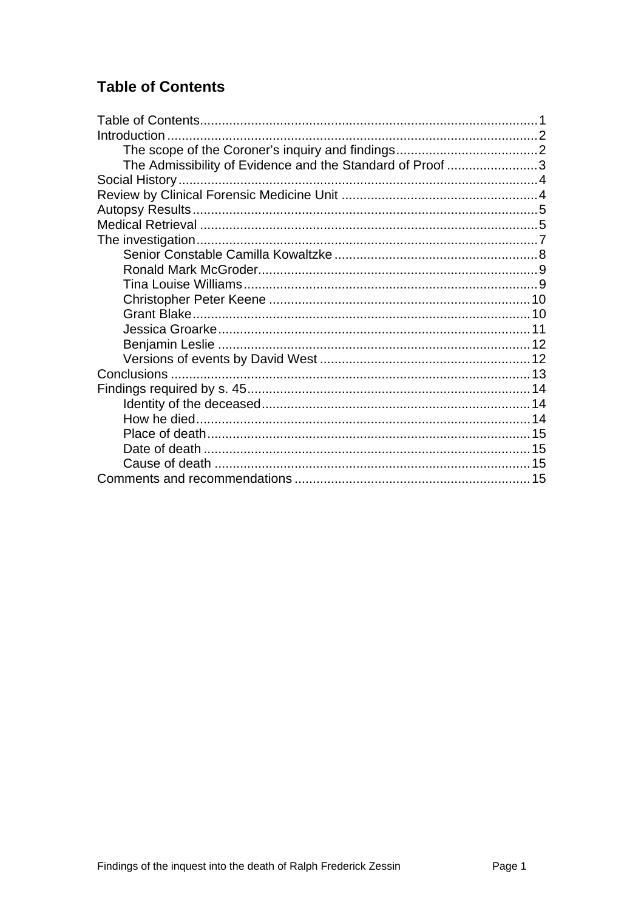## Table of Contents

Table of Contents ........................................................................................ 1
Introduction ..................................................................................................... 2
    The scope of the Coroner's inquiry and findings ....................................... 2
    The Admissibility of Evidence and the Standard of Proof ......................... 3
Social History .................................................................................................. 4
Review by Clinical Forensic Medicine Unit ...................................................... 4
Autopsy Results .............................................................................................. 5
Medical Retrieval ............................................................................................. 5
The investigation .............................................................................................. 7
    Senior Constable Camilla Kowaltzke ........................................................ 8
    Ronald Mark McGroder ............................................................................. 9
    Tina Louise Williams ................................................................................. 9
    Christopher Peter Keene ......................................................................... 10
    Grant Blake ............................................................................................. 10
    Jessica Groarke ....................................................................................... 11
    Benjamin Leslie ....................................................................................... 12
    Versions of events by David West .......................................................... 12
Conclusions ................................................................................................... 13
Findings required by s. 45 .............................................................................. 14
    Identity of the deceased .......................................................................... 14
    How he died ............................................................................................ 14
    Place of death ......................................................................................... 15
    Date of death .......................................................................................... 15
    Cause of death ........................................................................................ 15
Comments and recommendations ................................................................. 15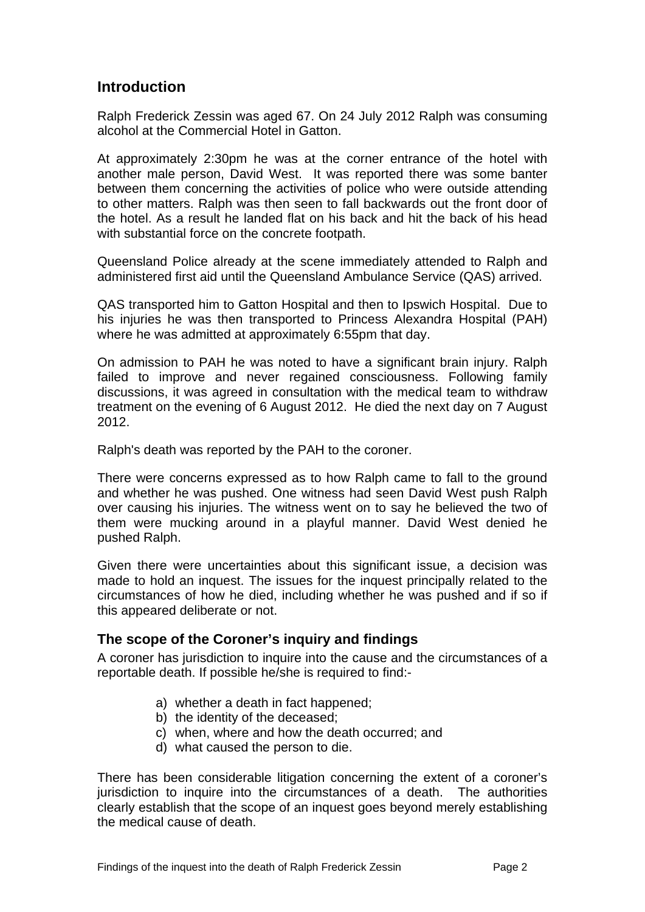## Introduction

Ralph Frederick Zessin was aged 67. On 24 July 2012 Ralph was consuming alcohol at the Commercial Hotel in Gatton.

At approximately 2:30pm he was at the corner entrance of the hotel with another male person, David West. It was reported there was some banter between them concerning the activities of police who were outside attending to other matters. Ralph was then seen to fall backwards out the front door of the hotel. As a result he landed flat on his back and hit the back of his head with substantial force on the concrete footpath.

Queensland Police already at the scene immediately attended to Ralph and administered first aid until the Queensland Ambulance Service (QAS) arrived.

QAS transported him to Gatton Hospital and then to Ipswich Hospital. Due to his injuries he was then transported to Princess Alexandra Hospital (PAH) where he was admitted at approximately 6:55pm that day.

On admission to PAH he was noted to have a significant brain injury. Ralph failed to improve and never regained consciousness. Following family discussions, it was agreed in consultation with the medical team to withdraw treatment on the evening of 6 August 2012. He died the next day on 7 August 2012.

Ralph's death was reported by the PAH to the coroner.

There were concerns expressed as to how Ralph came to fall to the ground and whether he was pushed. One witness had seen David West push Ralph over causing his injuries. The witness went on to say he believed the two of them were mucking around in a playful manner. David West denied he pushed Ralph.

Given there were uncertainties about this significant issue, a decision was made to hold an inquest. The issues for the inquest principally related to the circumstances of how he died, including whether he was pushed and if so if this appeared deliberate or not.

### The scope of the Coroner's inquiry and findings

A coroner has jurisdiction to inquire into the cause and the circumstances of a reportable death. If possible he/she is required to find:-

a) whether a death in fact happened;
b) the identity of the deceased;
c) when, where and how the death occurred; and
d) what caused the person to die.

There has been considerable litigation concerning the extent of a coroner's jurisdiction to inquire into the circumstances of a death. The authorities clearly establish that the scope of an inquest goes beyond merely establishing the medical cause of death.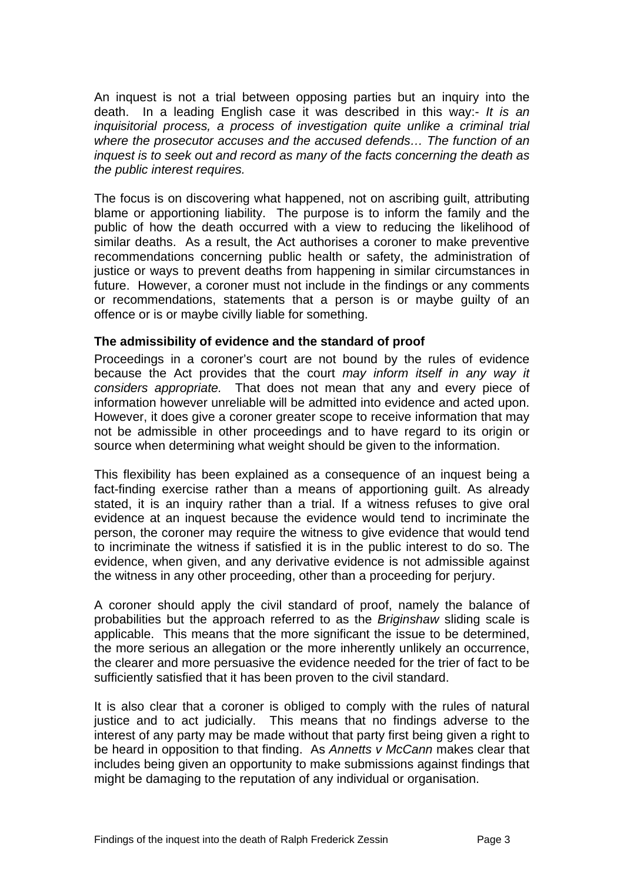An inquest is not a trial between opposing parties but an inquiry into the death. In a leading English case it was described in this way:- *It is an inquisitorial process, a process of investigation quite unlike a criminal trial where the prosecutor accuses and the accused defends… The function of an inquest is to seek out and record as many of the facts concerning the death as the public interest requires.*

The focus is on discovering what happened, not on ascribing guilt, attributing blame or apportioning liability. The purpose is to inform the family and the public of how the death occurred with a view to reducing the likelihood of similar deaths. As a result, the Act authorises a coroner to make preventive recommendations concerning public health or safety, the administration of justice or ways to prevent deaths from happening in similar circumstances in future. However, a coroner must not include in the findings or any comments or recommendations, statements that a person is or maybe guilty of an offence or is or maybe civilly liable for something.

### The admissibility of evidence and the standard of proof

Proceedings in a coroner's court are not bound by the rules of evidence because the Act provides that the court *may inform itself in any way it considers appropriate.* That does not mean that any and every piece of information however unreliable will be admitted into evidence and acted upon. However, it does give a coroner greater scope to receive information that may not be admissible in other proceedings and to have regard to its origin or source when determining what weight should be given to the information.

This flexibility has been explained as a consequence of an inquest being a fact-finding exercise rather than a means of apportioning guilt. As already stated, it is an inquiry rather than a trial. If a witness refuses to give oral evidence at an inquest because the evidence would tend to incriminate the person, the coroner may require the witness to give evidence that would tend to incriminate the witness if satisfied it is in the public interest to do so. The evidence, when given, and any derivative evidence is not admissible against the witness in any other proceeding, other than a proceeding for perjury.

A coroner should apply the civil standard of proof, namely the balance of probabilities but the approach referred to as the *Briginshaw* sliding scale is applicable. This means that the more significant the issue to be determined, the more serious an allegation or the more inherently unlikely an occurrence, the clearer and more persuasive the evidence needed for the trier of fact to be sufficiently satisfied that it has been proven to the civil standard.

It is also clear that a coroner is obliged to comply with the rules of natural justice and to act judicially. This means that no findings adverse to the interest of any party may be made without that party first being given a right to be heard in opposition to that finding. As *Annetts v McCann* makes clear that includes being given an opportunity to make submissions against findings that might be damaging to the reputation of any individual or organisation.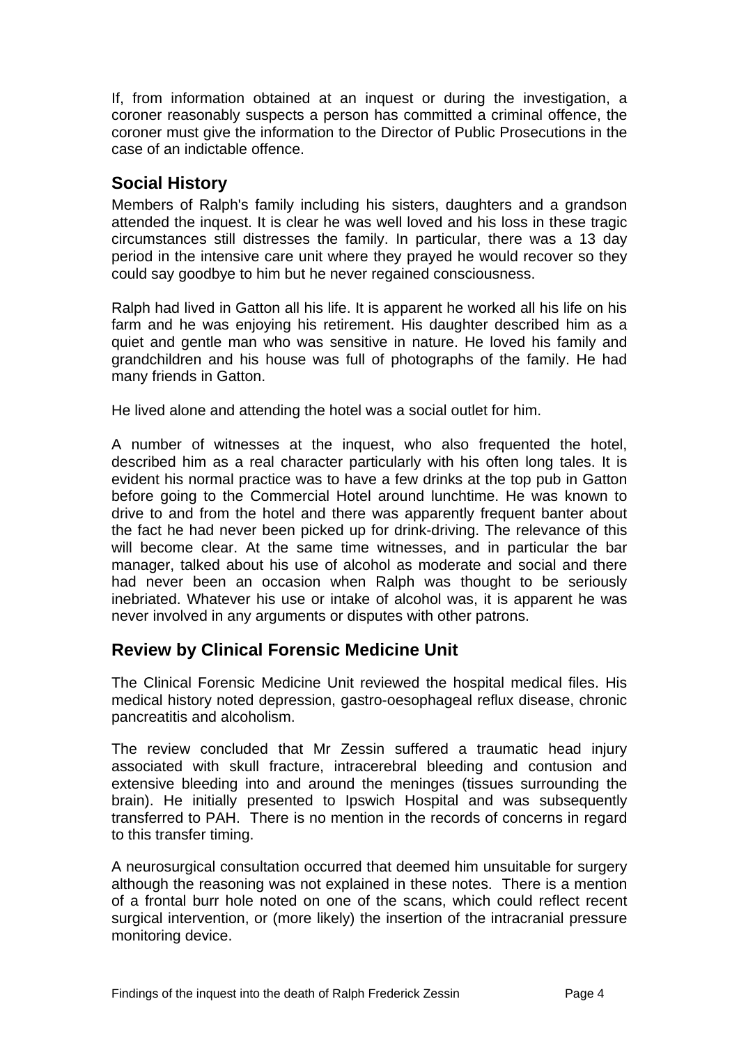If, from information obtained at an inquest or during the investigation, a coroner reasonably suspects a person has committed a criminal offence, the coroner must give the information to the Director of Public Prosecutions in the case of an indictable offence.

## Social History

Members of Ralph's family including his sisters, daughters and a grandson attended the inquest. It is clear he was well loved and his loss in these tragic circumstances still distresses the family. In particular, there was a 13 day period in the intensive care unit where they prayed he would recover so they could say goodbye to him but he never regained consciousness.

Ralph had lived in Gatton all his life. It is apparent he worked all his life on his farm and he was enjoying his retirement. His daughter described him as a quiet and gentle man who was sensitive in nature. He loved his family and grandchildren and his house was full of photographs of the family. He had many friends in Gatton.

He lived alone and attending the hotel was a social outlet for him.

A number of witnesses at the inquest, who also frequented the hotel, described him as a real character particularly with his often long tales. It is evident his normal practice was to have a few drinks at the top pub in Gatton before going to the Commercial Hotel around lunchtime. He was known to drive to and from the hotel and there was apparently frequent banter about the fact he had never been picked up for drink-driving. The relevance of this will become clear. At the same time witnesses, and in particular the bar manager, talked about his use of alcohol as moderate and social and there had never been an occasion when Ralph was thought to be seriously inebriated. Whatever his use or intake of alcohol was, it is apparent he was never involved in any arguments or disputes with other patrons.

## Review by Clinical Forensic Medicine Unit

The Clinical Forensic Medicine Unit reviewed the hospital medical files. His medical history noted depression, gastro-oesophageal reflux disease, chronic pancreatitis and alcoholism.

The review concluded that Mr Zessin suffered a traumatic head injury associated with skull fracture, intracerebral bleeding and contusion and extensive bleeding into and around the meninges (tissues surrounding the brain). He initially presented to Ipswich Hospital and was subsequently transferred to PAH. There is no mention in the records of concerns in regard to this transfer timing.

A neurosurgical consultation occurred that deemed him unsuitable for surgery although the reasoning was not explained in these notes. There is a mention of a frontal burr hole noted on one of the scans, which could reflect recent surgical intervention, or (more likely) the insertion of the intracranial pressure monitoring device.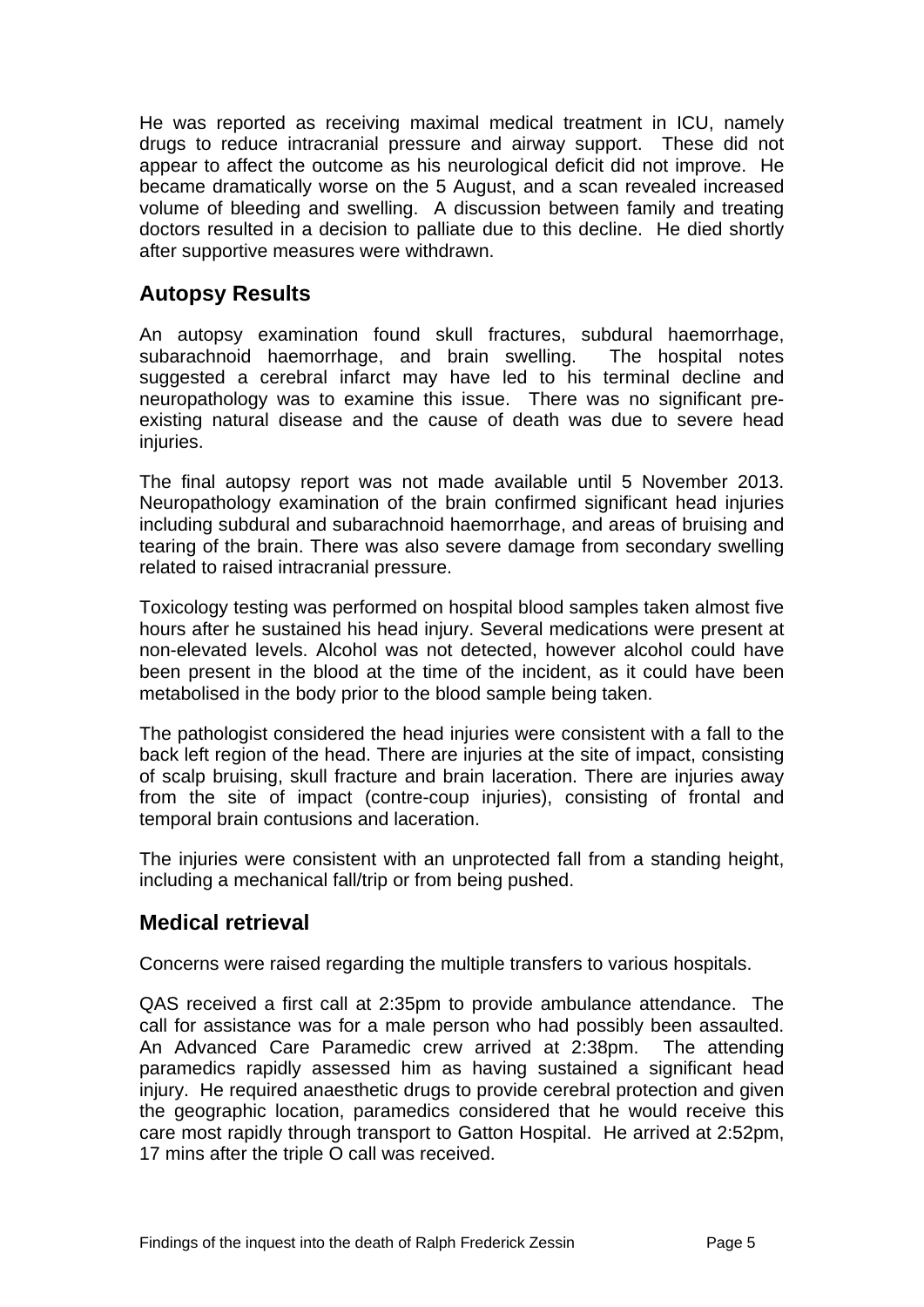He was reported as receiving maximal medical treatment in ICU, namely drugs to reduce intracranial pressure and airway support. These did not appear to affect the outcome as his neurological deficit did not improve. He became dramatically worse on the 5 August, and a scan revealed increased volume of bleeding and swelling. A discussion between family and treating doctors resulted in a decision to palliate due to this decline. He died shortly after supportive measures were withdrawn.

## Autopsy Results

An autopsy examination found skull fractures, subdural haemorrhage, subarachnoid haemorrhage, and brain swelling. The hospital notes suggested a cerebral infarct may have led to his terminal decline and neuropathology was to examine this issue. There was no significant pre-existing natural disease and the cause of death was due to severe head injuries.

The final autopsy report was not made available until 5 November 2013. Neuropathology examination of the brain confirmed significant head injuries including subdural and subarachnoid haemorrhage, and areas of bruising and tearing of the brain. There was also severe damage from secondary swelling related to raised intracranial pressure.

Toxicology testing was performed on hospital blood samples taken almost five hours after he sustained his head injury. Several medications were present at non-elevated levels. Alcohol was not detected, however alcohol could have been present in the blood at the time of the incident, as it could have been metabolised in the body prior to the blood sample being taken.

The pathologist considered the head injuries were consistent with a fall to the back left region of the head. There are injuries at the site of impact, consisting of scalp bruising, skull fracture and brain laceration. There are injuries away from the site of impact (contre-coup injuries), consisting of frontal and temporal brain contusions and laceration.

The injuries were consistent with an unprotected fall from a standing height, including a mechanical fall/trip or from being pushed.

## Medical retrieval

Concerns were raised regarding the multiple transfers to various hospitals.

QAS received a first call at 2:35pm to provide ambulance attendance. The call for assistance was for a male person who had possibly been assaulted. An Advanced Care Paramedic crew arrived at 2:38pm. The attending paramedics rapidly assessed him as having sustained a significant head injury. He required anaesthetic drugs to provide cerebral protection and given the geographic location, paramedics considered that he would receive this care most rapidly through transport to Gatton Hospital. He arrived at 2:52pm, 17 mins after the triple O call was received.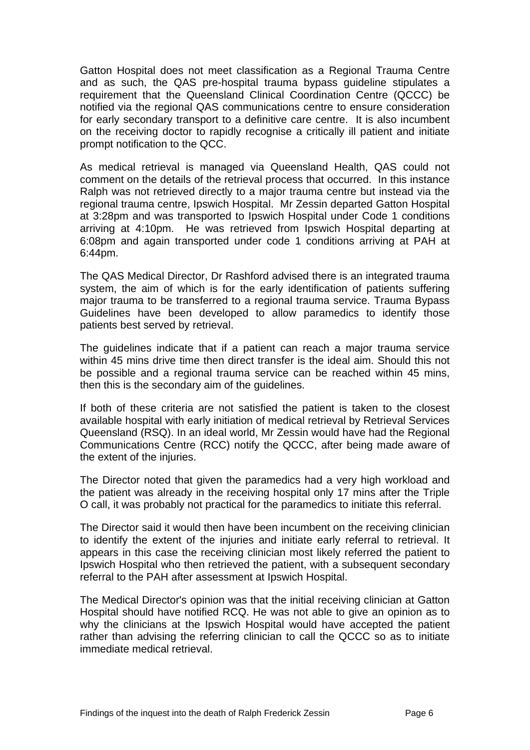Gatton Hospital does not meet classification as a Regional Trauma Centre and as such, the QAS pre-hospital trauma bypass guideline stipulates a requirement that the Queensland Clinical Coordination Centre (QCCC) be notified via the regional QAS communications centre to ensure consideration for early secondary transport to a definitive care centre. It is also incumbent on the receiving doctor to rapidly recognise a critically ill patient and initiate prompt notification to the QCC.

As medical retrieval is managed via Queensland Health, QAS could not comment on the details of the retrieval process that occurred. In this instance Ralph was not retrieved directly to a major trauma centre but instead via the regional trauma centre, Ipswich Hospital. Mr Zessin departed Gatton Hospital at 3:28pm and was transported to Ipswich Hospital under Code 1 conditions arriving at 4:10pm. He was retrieved from Ipswich Hospital departing at 6:08pm and again transported under code 1 conditions arriving at PAH at 6:44pm.

The QAS Medical Director, Dr Rashford advised there is an integrated trauma system, the aim of which is for the early identification of patients suffering major trauma to be transferred to a regional trauma service. Trauma Bypass Guidelines have been developed to allow paramedics to identify those patients best served by retrieval.

The guidelines indicate that if a patient can reach a major trauma service within 45 mins drive time then direct transfer is the ideal aim. Should this not be possible and a regional trauma service can be reached within 45 mins, then this is the secondary aim of the guidelines.

If both of these criteria are not satisfied the patient is taken to the closest available hospital with early initiation of medical retrieval by Retrieval Services Queensland (RSQ). In an ideal world, Mr Zessin would have had the Regional Communications Centre (RCC) notify the QCCC, after being made aware of the extent of the injuries.

The Director noted that given the paramedics had a very high workload and the patient was already in the receiving hospital only 17 mins after the Triple O call, it was probably not practical for the paramedics to initiate this referral.

The Director said it would then have been incumbent on the receiving clinician to identify the extent of the injuries and initiate early referral to retrieval. It appears in this case the receiving clinician most likely referred the patient to Ipswich Hospital who then retrieved the patient, with a subsequent secondary referral to the PAH after assessment at Ipswich Hospital.

The Medical Director's opinion was that the initial receiving clinician at Gatton Hospital should have notified RCQ. He was not able to give an opinion as to why the clinicians at the Ipswich Hospital would have accepted the patient rather than advising the referring clinician to call the QCCC so as to initiate immediate medical retrieval.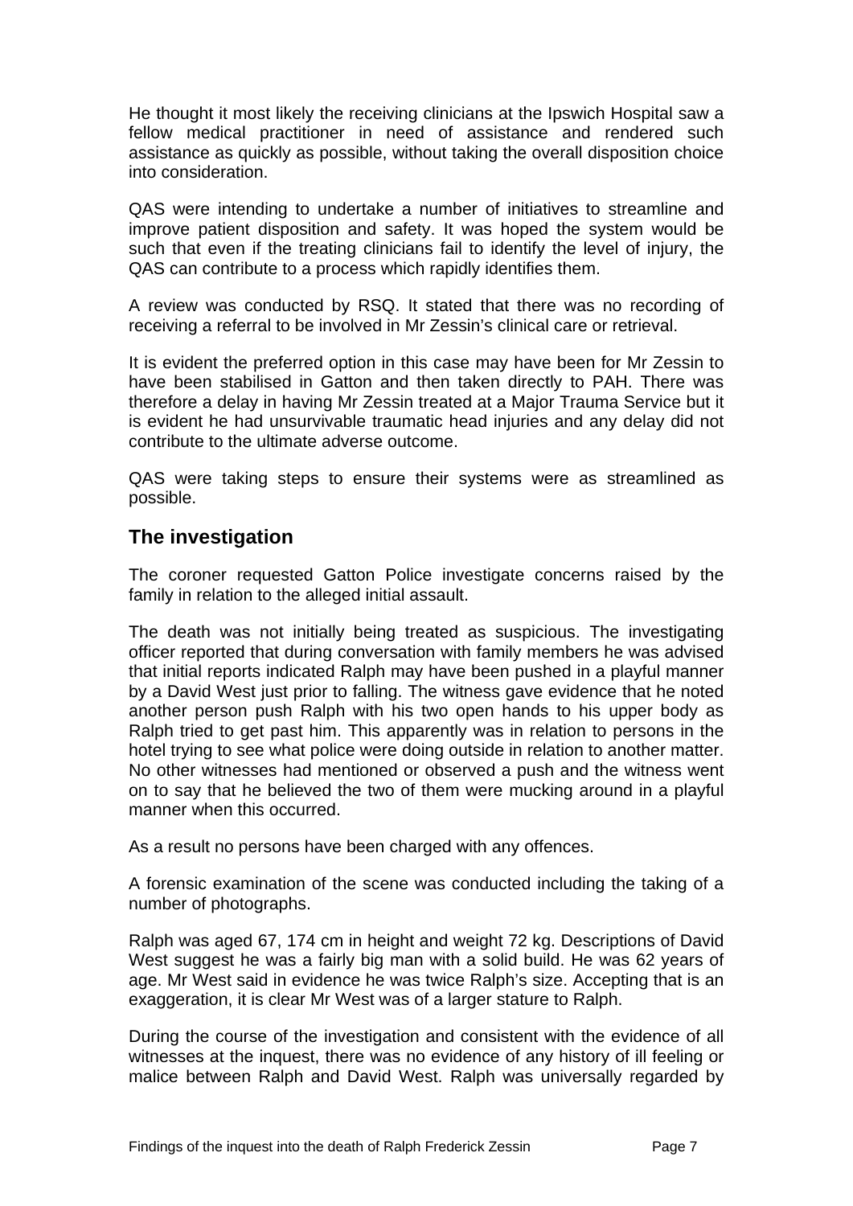He thought it most likely the receiving clinicians at the Ipswich Hospital saw a fellow medical practitioner in need of assistance and rendered such assistance as quickly as possible, without taking the overall disposition choice into consideration.

QAS were intending to undertake a number of initiatives to streamline and improve patient disposition and safety. It was hoped the system would be such that even if the treating clinicians fail to identify the level of injury, the QAS can contribute to a process which rapidly identifies them.

A review was conducted by RSQ. It stated that there was no recording of receiving a referral to be involved in Mr Zessin's clinical care or retrieval.

It is evident the preferred option in this case may have been for Mr Zessin to have been stabilised in Gatton and then taken directly to PAH. There was therefore a delay in having Mr Zessin treated at a Major Trauma Service but it is evident he had unsurvivable traumatic head injuries and any delay did not contribute to the ultimate adverse outcome.

QAS were taking steps to ensure their systems were as streamlined as possible.

## The investigation

The coroner requested Gatton Police investigate concerns raised by the family in relation to the alleged initial assault.

The death was not initially being treated as suspicious. The investigating officer reported that during conversation with family members he was advised that initial reports indicated Ralph may have been pushed in a playful manner by a David West just prior to falling. The witness gave evidence that he noted another person push Ralph with his two open hands to his upper body as Ralph tried to get past him. This apparently was in relation to persons in the hotel trying to see what police were doing outside in relation to another matter. No other witnesses had mentioned or observed a push and the witness went on to say that he believed the two of them were mucking around in a playful manner when this occurred.

As a result no persons have been charged with any offences.

A forensic examination of the scene was conducted including the taking of a number of photographs.

Ralph was aged 67, 174 cm in height and weight 72 kg. Descriptions of David West suggest he was a fairly big man with a solid build. He was 62 years of age. Mr West said in evidence he was twice Ralph's size. Accepting that is an exaggeration, it is clear Mr West was of a larger stature to Ralph.

During the course of the investigation and consistent with the evidence of all witnesses at the inquest, there was no evidence of any history of ill feeling or malice between Ralph and David West. Ralph was universally regarded by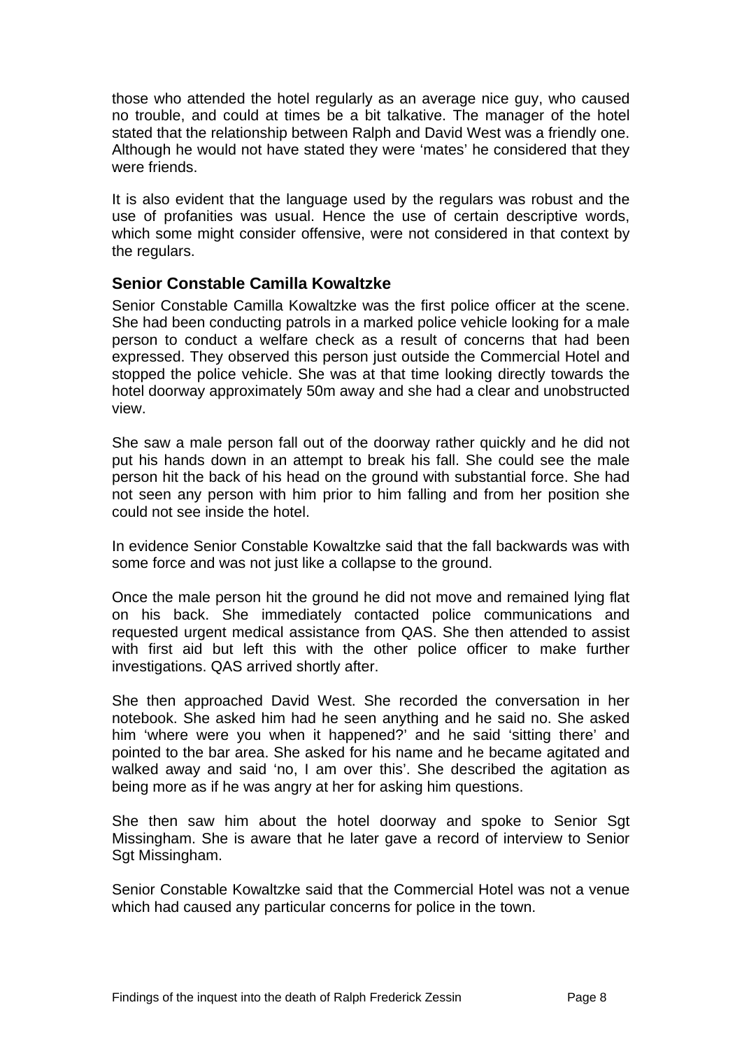those who attended the hotel regularly as an average nice guy, who caused no trouble, and could at times be a bit talkative. The manager of the hotel stated that the relationship between Ralph and David West was a friendly one. Although he would not have stated they were 'mates' he considered that they were friends.

It is also evident that the language used by the regulars was robust and the use of profanities was usual. Hence the use of certain descriptive words, which some might consider offensive, were not considered in that context by the regulars.

### Senior Constable Camilla Kowaltzke

Senior Constable Camilla Kowaltzke was the first police officer at the scene. She had been conducting patrols in a marked police vehicle looking for a male person to conduct a welfare check as a result of concerns that had been expressed. They observed this person just outside the Commercial Hotel and stopped the police vehicle. She was at that time looking directly towards the hotel doorway approximately 50m away and she had a clear and unobstructed view.

She saw a male person fall out of the doorway rather quickly and he did not put his hands down in an attempt to break his fall. She could see the male person hit the back of his head on the ground with substantial force. She had not seen any person with him prior to him falling and from her position she could not see inside the hotel.

In evidence Senior Constable Kowaltzke said that the fall backwards was with some force and was not just like a collapse to the ground.

Once the male person hit the ground he did not move and remained lying flat on his back. She immediately contacted police communications and requested urgent medical assistance from QAS. She then attended to assist with first aid but left this with the other police officer to make further investigations. QAS arrived shortly after.

She then approached David West. She recorded the conversation in her notebook. She asked him had he seen anything and he said no. She asked him 'where were you when it happened?' and he said 'sitting there' and pointed to the bar area. She asked for his name and he became agitated and walked away and said 'no, I am over this'. She described the agitation as being more as if he was angry at her for asking him questions.

She then saw him about the hotel doorway and spoke to Senior Sgt Missingham. She is aware that he later gave a record of interview to Senior Sgt Missingham.

Senior Constable Kowaltzke said that the Commercial Hotel was not a venue which had caused any particular concerns for police in the town.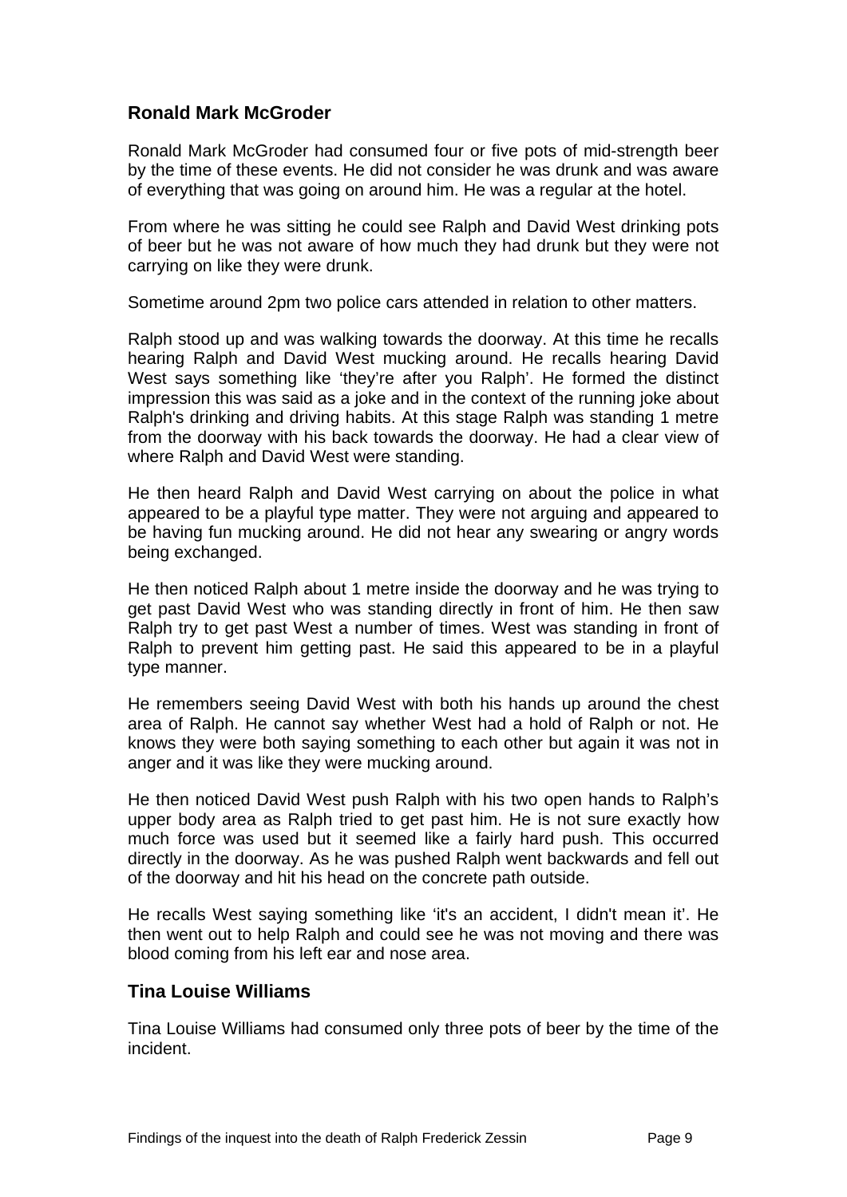## Ronald Mark McGroder

Ronald Mark McGroder had consumed four or five pots of mid-strength beer by the time of these events. He did not consider he was drunk and was aware of everything that was going on around him. He was a regular at the hotel.

From where he was sitting he could see Ralph and David West drinking pots of beer but he was not aware of how much they had drunk but they were not carrying on like they were drunk.

Sometime around 2pm two police cars attended in relation to other matters.

Ralph stood up and was walking towards the doorway. At this time he recalls hearing Ralph and David West mucking around. He recalls hearing David West says something like 'they're after you Ralph'. He formed the distinct impression this was said as a joke and in the context of the running joke about Ralph's drinking and driving habits. At this stage Ralph was standing 1 metre from the doorway with his back towards the doorway. He had a clear view of where Ralph and David West were standing.

He then heard Ralph and David West carrying on about the police in what appeared to be a playful type matter. They were not arguing and appeared to be having fun mucking around. He did not hear any swearing or angry words being exchanged.

He then noticed Ralph about 1 metre inside the doorway and he was trying to get past David West who was standing directly in front of him. He then saw Ralph try to get past West a number of times. West was standing in front of Ralph to prevent him getting past. He said this appeared to be in a playful type manner.

He remembers seeing David West with both his hands up around the chest area of Ralph. He cannot say whether West had a hold of Ralph or not. He knows they were both saying something to each other but again it was not in anger and it was like they were mucking around.

He then noticed David West push Ralph with his two open hands to Ralph's upper body area as Ralph tried to get past him. He is not sure exactly how much force was used but it seemed like a fairly hard push. This occurred directly in the doorway. As he was pushed Ralph went backwards and fell out of the doorway and hit his head on the concrete path outside.

He recalls West saying something like 'it's an accident, I didn't mean it'. He then went out to help Ralph and could see he was not moving and there was blood coming from his left ear and nose area.

## Tina Louise Williams

Tina Louise Williams had consumed only three pots of beer by the time of the incident.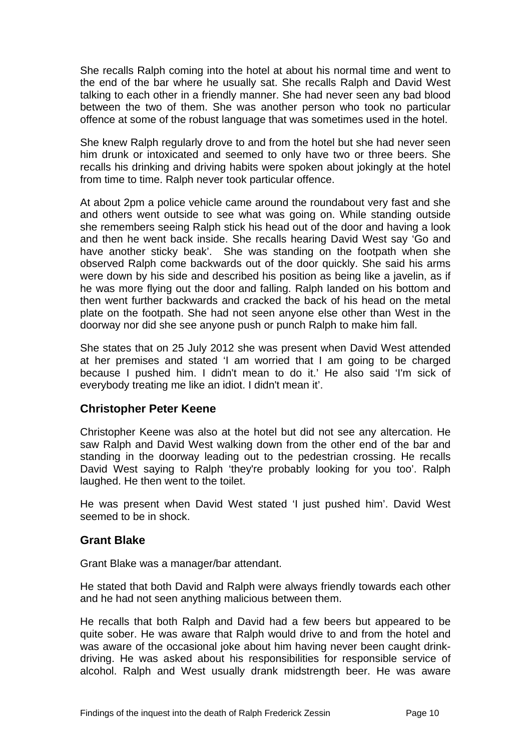She recalls Ralph coming into the hotel at about his normal time and went to the end of the bar where he usually sat. She recalls Ralph and David West talking to each other in a friendly manner. She had never seen any bad blood between the two of them. She was another person who took no particular offence at some of the robust language that was sometimes used in the hotel.

She knew Ralph regularly drove to and from the hotel but she had never seen him drunk or intoxicated and seemed to only have two or three beers. She recalls his drinking and driving habits were spoken about jokingly at the hotel from time to time. Ralph never took particular offence.

At about 2pm a police vehicle came around the roundabout very fast and she and others went outside to see what was going on. While standing outside she remembers seeing Ralph stick his head out of the door and having a look and then he went back inside. She recalls hearing David West say 'Go and have another sticky beak'. She was standing on the footpath when she observed Ralph come backwards out of the door quickly. She said his arms were down by his side and described his position as being like a javelin, as if he was more flying out the door and falling. Ralph landed on his bottom and then went further backwards and cracked the back of his head on the metal plate on the footpath. She had not seen anyone else other than West in the doorway nor did she see anyone push or punch Ralph to make him fall.

She states that on 25 July 2012 she was present when David West attended at her premises and stated 'I am worried that I am going to be charged because I pushed him. I didn't mean to do it.' He also said 'I'm sick of everybody treating me like an idiot. I didn't mean it'.

### Christopher Peter Keene

Christopher Keene was also at the hotel but did not see any altercation. He saw Ralph and David West walking down from the other end of the bar and standing in the doorway leading out to the pedestrian crossing. He recalls David West saying to Ralph 'they're probably looking for you too'. Ralph laughed. He then went to the toilet.

He was present when David West stated 'I just pushed him'. David West seemed to be in shock.

### Grant Blake

Grant Blake was a manager/bar attendant.

He stated that both David and Ralph were always friendly towards each other and he had not seen anything malicious between them.

He recalls that both Ralph and David had a few beers but appeared to be quite sober. He was aware that Ralph would drive to and from the hotel and was aware of the occasional joke about him having never been caught drink-driving. He was asked about his responsibilities for responsible service of alcohol. Ralph and West usually drank midstrength beer. He was aware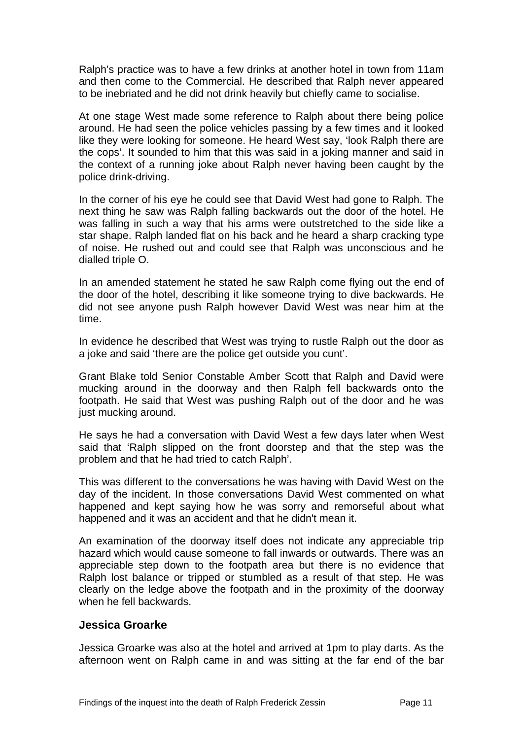Ralph's practice was to have a few drinks at another hotel in town from 11am and then come to the Commercial. He described that Ralph never appeared to be inebriated and he did not drink heavily but chiefly came to socialise.

At one stage West made some reference to Ralph about there being police around. He had seen the police vehicles passing by a few times and it looked like they were looking for someone. He heard West say, 'look Ralph there are the cops'. It sounded to him that this was said in a joking manner and said in the context of a running joke about Ralph never having been caught by the police drink-driving.

In the corner of his eye he could see that David West had gone to Ralph. The next thing he saw was Ralph falling backwards out the door of the hotel. He was falling in such a way that his arms were outstretched to the side like a star shape. Ralph landed flat on his back and he heard a sharp cracking type of noise. He rushed out and could see that Ralph was unconscious and he dialled triple O.

In an amended statement he stated he saw Ralph come flying out the end of the door of the hotel, describing it like someone trying to dive backwards. He did not see anyone push Ralph however David West was near him at the time.

In evidence he described that West was trying to rustle Ralph out the door as a joke and said 'there are the police get outside you cunt'.

Grant Blake told Senior Constable Amber Scott that Ralph and David were mucking around in the doorway and then Ralph fell backwards onto the footpath. He said that West was pushing Ralph out of the door and he was just mucking around.

He says he had a conversation with David West a few days later when West said that 'Ralph slipped on the front doorstep and that the step was the problem and that he had tried to catch Ralph'.

This was different to the conversations he was having with David West on the day of the incident. In those conversations David West commented on what happened and kept saying how he was sorry and remorseful about what happened and it was an accident and that he didn't mean it.

An examination of the doorway itself does not indicate any appreciable trip hazard which would cause someone to fall inwards or outwards. There was an appreciable step down to the footpath area but there is no evidence that Ralph lost balance or tripped or stumbled as a result of that step. He was clearly on the ledge above the footpath and in the proximity of the doorway when he fell backwards.

### Jessica Groarke

Jessica Groarke was also at the hotel and arrived at 1pm to play darts. As the afternoon went on Ralph came in and was sitting at the far end of the bar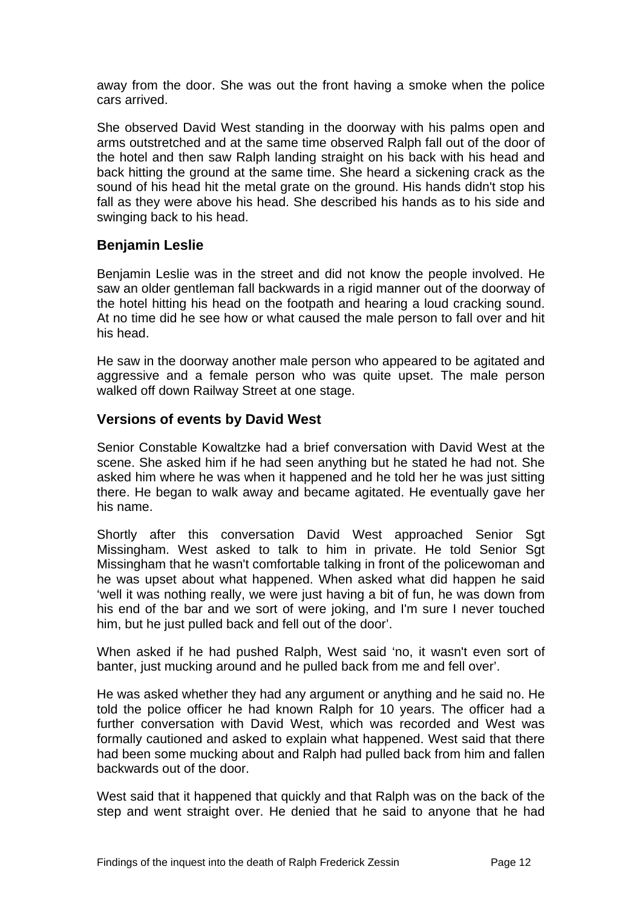away from the door. She was out the front having a smoke when the police cars arrived.

She observed David West standing in the doorway with his palms open and arms outstretched and at the same time observed Ralph fall out of the door of the hotel and then saw Ralph landing straight on his back with his head and back hitting the ground at the same time. She heard a sickening crack as the sound of his head hit the metal grate on the ground. His hands didn't stop his fall as they were above his head. She described his hands as to his side and swinging back to his head.

## Benjamin Leslie

Benjamin Leslie was in the street and did not know the people involved. He saw an older gentleman fall backwards in a rigid manner out of the doorway of the hotel hitting his head on the footpath and hearing a loud cracking sound. At no time did he see how or what caused the male person to fall over and hit his head.

He saw in the doorway another male person who appeared to be agitated and aggressive and a female person who was quite upset. The male person walked off down Railway Street at one stage.

## Versions of events by David West

Senior Constable Kowaltzke had a brief conversation with David West at the scene. She asked him if he had seen anything but he stated he had not. She asked him where he was when it happened and he told her he was just sitting there. He began to walk away and became agitated. He eventually gave her his name.

Shortly after this conversation David West approached Senior Sgt Missingham. West asked to talk to him in private. He told Senior Sgt Missingham that he wasn't comfortable talking in front of the policewoman and he was upset about what happened. When asked what did happen he said 'well it was nothing really, we were just having a bit of fun, he was down from his end of the bar and we sort of were joking, and I'm sure I never touched him, but he just pulled back and fell out of the door'.

When asked if he had pushed Ralph, West said 'no, it wasn't even sort of banter, just mucking around and he pulled back from me and fell over'.

He was asked whether they had any argument or anything and he said no. He told the police officer he had known Ralph for 10 years. The officer had a further conversation with David West, which was recorded and West was formally cautioned and asked to explain what happened. West said that there had been some mucking about and Ralph had pulled back from him and fallen backwards out of the door.

West said that it happened that quickly and that Ralph was on the back of the step and went straight over. He denied that he said to anyone that he had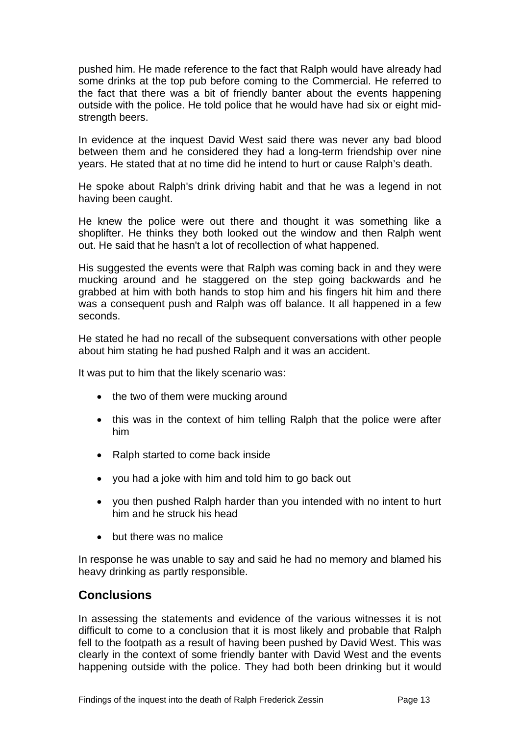pushed him. He made reference to the fact that Ralph would have already had some drinks at the top pub before coming to the Commercial. He referred to the fact that there was a bit of friendly banter about the events happening outside with the police. He told police that he would have had six or eight mid-strength beers.

In evidence at the inquest David West said there was never any bad blood between them and he considered they had a long-term friendship over nine years. He stated that at no time did he intend to hurt or cause Ralph's death.

He spoke about Ralph's drink driving habit and that he was a legend in not having been caught.

He knew the police were out there and thought it was something like a shoplifter. He thinks they both looked out the window and then Ralph went out. He said that he hasn't a lot of recollection of what happened.

His suggested the events were that Ralph was coming back in and they were mucking around and he staggered on the step going backwards and he grabbed at him with both hands to stop him and his fingers hit him and there was a consequent push and Ralph was off balance. It all happened in a few seconds.

He stated he had no recall of the subsequent conversations with other people about him stating he had pushed Ralph and it was an accident.

It was put to him that the likely scenario was:

- the two of them were mucking around
- this was in the context of him telling Ralph that the police were after him
- Ralph started to come back inside
- you had a joke with him and told him to go back out
- you then pushed Ralph harder than you intended with no intent to hurt him and he struck his head
- but there was no malice

In response he was unable to say and said he had no memory and blamed his heavy drinking as partly responsible.

## Conclusions

In assessing the statements and evidence of the various witnesses it is not difficult to come to a conclusion that it is most likely and probable that Ralph fell to the footpath as a result of having been pushed by David West. This was clearly in the context of some friendly banter with David West and the events happening outside with the police. They had both been drinking but it would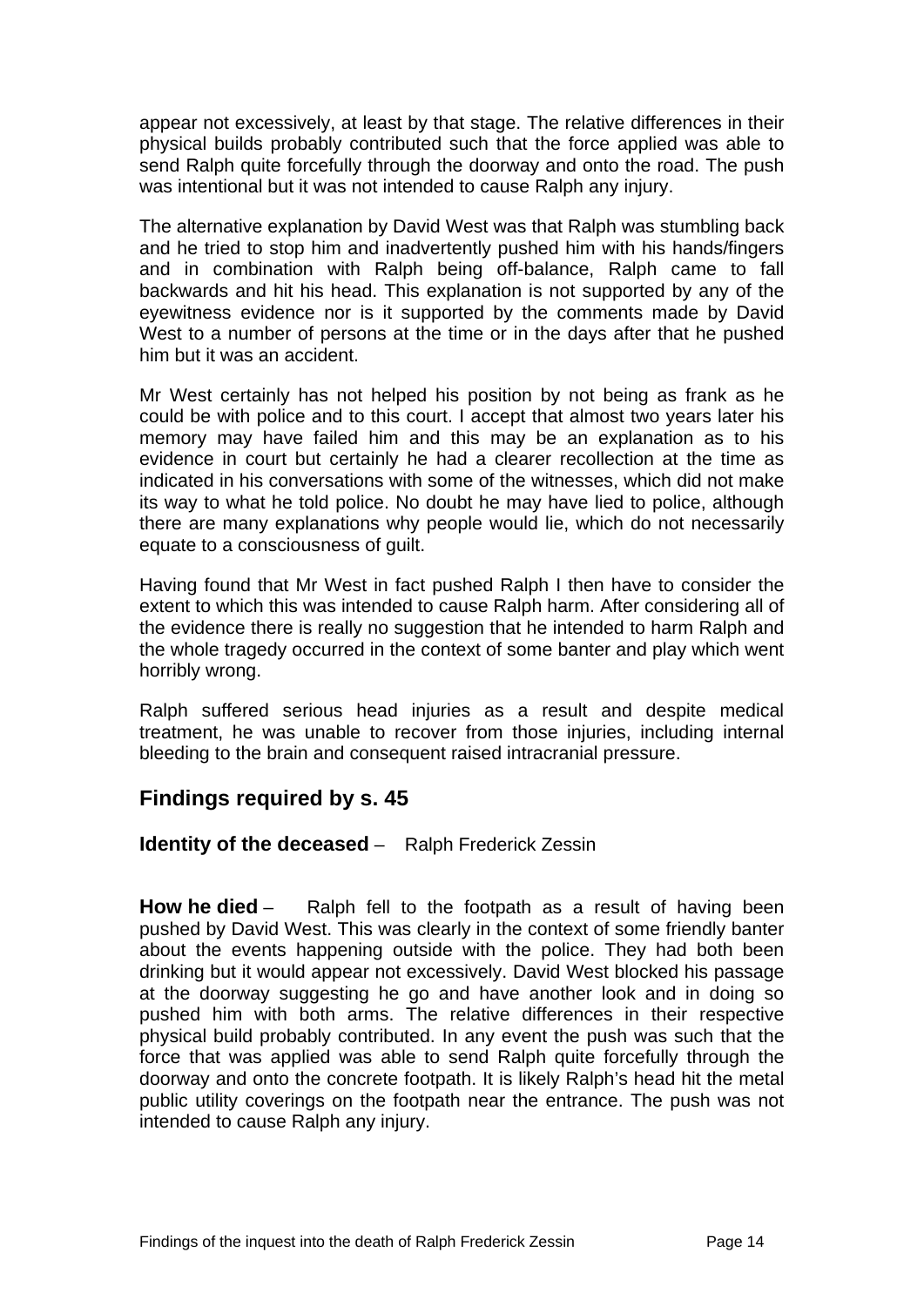appear not excessively, at least by that stage. The relative differences in their physical builds probably contributed such that the force applied was able to send Ralph quite forcefully through the doorway and onto the road. The push was intentional but it was not intended to cause Ralph any injury.

The alternative explanation by David West was that Ralph was stumbling back and he tried to stop him and inadvertently pushed him with his hands/fingers and in combination with Ralph being off-balance, Ralph came to fall backwards and hit his head. This explanation is not supported by any of the eyewitness evidence nor is it supported by the comments made by David West to a number of persons at the time or in the days after that he pushed him but it was an accident.

Mr West certainly has not helped his position by not being as frank as he could be with police and to this court. I accept that almost two years later his memory may have failed him and this may be an explanation as to his evidence in court but certainly he had a clearer recollection at the time as indicated in his conversations with some of the witnesses, which did not make its way to what he told police. No doubt he may have lied to police, although there are many explanations why people would lie, which do not necessarily equate to a consciousness of guilt.

Having found that Mr West in fact pushed Ralph I then have to consider the extent to which this was intended to cause Ralph harm. After considering all of the evidence there is really no suggestion that he intended to harm Ralph and the whole tragedy occurred in the context of some banter and play which went horribly wrong.

Ralph suffered serious head injuries as a result and despite medical treatment, he was unable to recover from those injuries, including internal bleeding to the brain and consequent raised intracranial pressure.

## Findings required by s. 45

**Identity of the deceased** – Ralph Frederick Zessin

**How he died** – Ralph fell to the footpath as a result of having been pushed by David West. This was clearly in the context of some friendly banter about the events happening outside with the police. They had both been drinking but it would appear not excessively. David West blocked his passage at the doorway suggesting he go and have another look and in doing so pushed him with both arms. The relative differences in their respective physical build probably contributed. In any event the push was such that the force that was applied was able to send Ralph quite forcefully through the doorway and onto the concrete footpath. It is likely Ralph's head hit the metal public utility coverings on the footpath near the entrance. The push was not intended to cause Ralph any injury.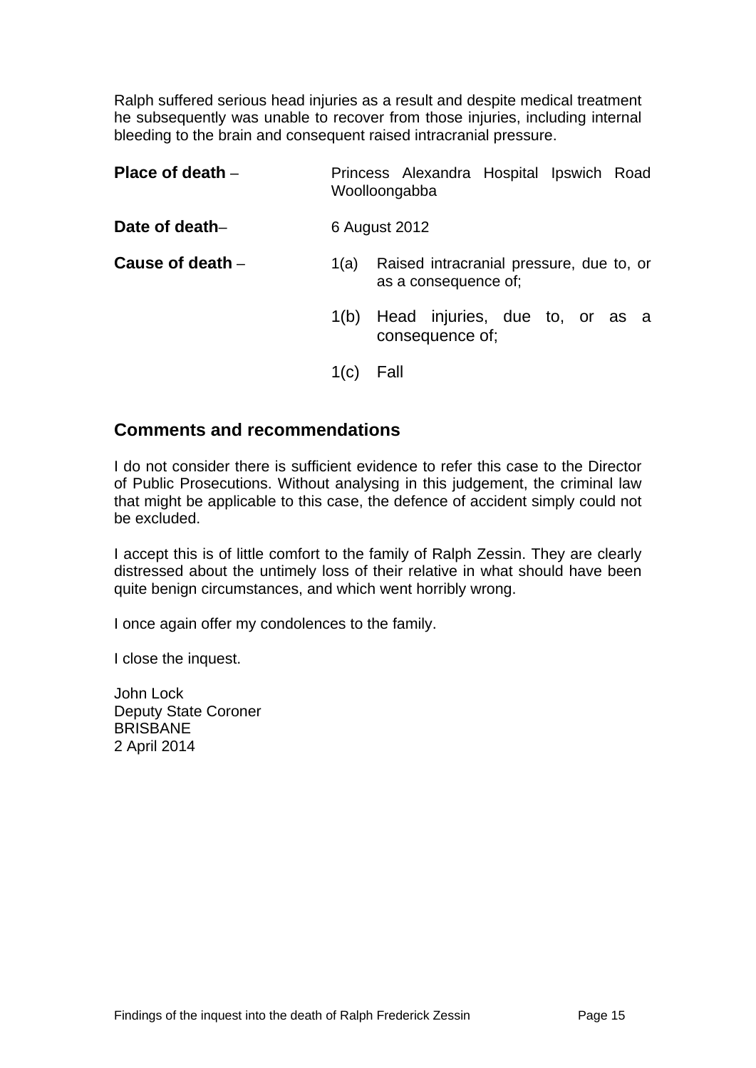Ralph suffered serious head injuries as a result and despite medical treatment he subsequently was unable to recover from those injuries, including internal bleeding to the brain and consequent raised intracranial pressure.

**Place of death** – Princess Alexandra Hospital Ipswich Road Woolloongabba

**Date of death**– 6 August 2012

**Cause of death** –

1(a) Raised intracranial pressure, due to, or as a consequence of;

1(b) Head injuries, due to, or as a consequence of;

1(c) Fall

## Comments and recommendations

I do not consider there is sufficient evidence to refer this case to the Director of Public Prosecutions. Without analysing in this judgement, the criminal law that might be applicable to this case, the defence of accident simply could not be excluded.

I accept this is of little comfort to the family of Ralph Zessin. They are clearly distressed about the untimely loss of their relative in what should have been quite benign circumstances, and which went horribly wrong.

I once again offer my condolences to the family.

I close the inquest.

John Lock
Deputy State Coroner
BRISBANE
2 April 2014